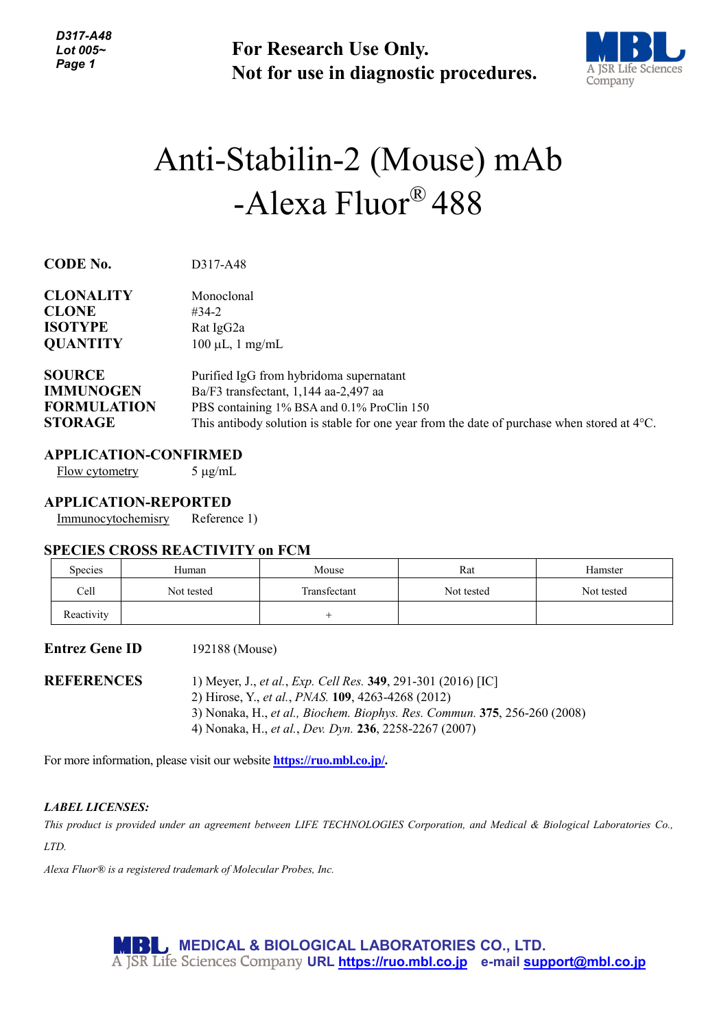**For Research Use Only.**
**Not for use in diagnostic procedures.**

# Anti-Stabilin-2 (Mouse) mAb -Alexa Fluor® 488

**CODE No.** D317-A48

**CLONALITY** Monoclonal
**CLONE** #34-2
**ISOTYPE** Rat IgG2a
**QUANTITY** 100 µL, 1 mg/mL

**SOURCE** Purified IgG from hybridoma supernatant
**IMMUNOGEN** Ba/F3 transfectant, 1,144 aa-2,497 aa
**FORMULATION** PBS containing 1% BSA and 0.1% ProClin 150
**STORAGE** This antibody solution is stable for one year from the date of purchase when stored at 4°C.

### APPLICATION-CONFIRMED

Flow cytometry 5 µg/mL

### APPLICATION-REPORTED

Immunocytochemisry Reference 1)

### SPECIES CROSS REACTIVITY on FCM

| Species | Human | Mouse | Rat | Hamster |
|---|---|---|---|---|
| Cell | Not tested | Transfectant | Not tested | Not tested |
| Reactivity | | + | | |

**Entrez Gene ID** 192188 (Mouse)

**REFERENCES**
1) Meyer, J., *et al.*, *Exp. Cell Res.* **349**, 291-301 (2016) [IC]
2) Hirose, Y., *et al.*, *PNAS.* **109**, 4263-4268 (2012)
3) Nonaka, H., *et al., Biochem. Biophys. Res. Commun.* **375**, 256-260 (2008)
4) Nonaka, H., *et al.*, *Dev. Dyn.* **236**, 2258-2267 (2007)

For more information, please visit our website **https://ruo.mbl.co.jp/.**

***LABEL LICENSES:***

*This product is provided under an agreement between LIFE TECHNOLOGIES Corporation, and Medical & Biological Laboratories Co., LTD.*

*Alexa Fluor® is a registered trademark of Molecular Probes, Inc.*

**MEDICAL & BIOLOGICAL LABORATORIES CO., LTD.**
A JSR Life Sciences Company **URL https://ruo.mbl.co.jp e-mail support@mbl.co.jp**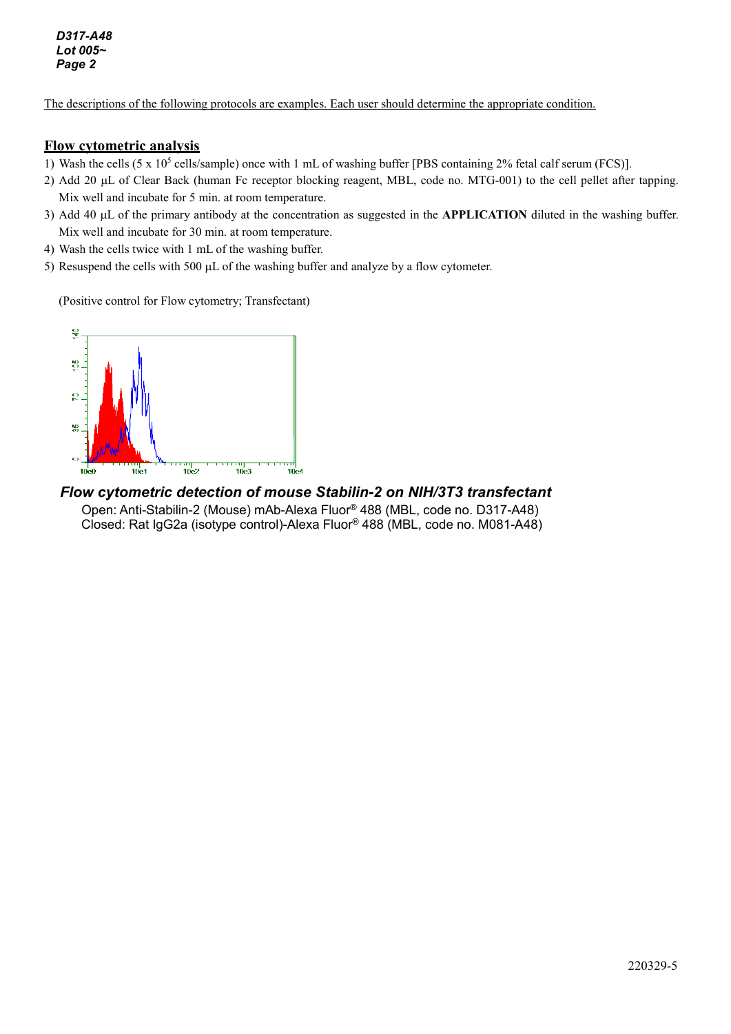The descriptions of the following protocols are examples. Each user should determine the appropriate condition.

## Flow cytometric analysis

1) Wash the cells ($5 \times 10^5$ cells/sample) once with 1 mL of washing buffer [PBS containing 2% fetal calf serum (FCS)].
2) Add 20 µL of Clear Back (human Fc receptor blocking reagent, MBL, code no. MTG-001) to the cell pellet after tapping. Mix well and incubate for 5 min. at room temperature.
3) Add 40 µL of the primary antibody at the concentration as suggested in the **APPLICATION** diluted in the washing buffer. Mix well and incubate for 30 min. at room temperature.
4) Wash the cells twice with 1 mL of the washing buffer.
5) Resuspend the cells with 500 µL of the washing buffer and analyze by a flow cytometer.

(Positive control for Flow cytometry; Transfectant)

140
105
70
35
0
10e0
10e1
10e2
10e3
10e4

***Flow cytometric detection of mouse Stabilin-2 on NIH/3T3 transfectant***

Open: Anti-Stabilin-2 (Mouse) mAb-Alexa Fluor® 488 (MBL, code no. D317-A48)
Closed: Rat IgG2a (isotype control)-Alexa Fluor® 488 (MBL, code no. M081-A48)